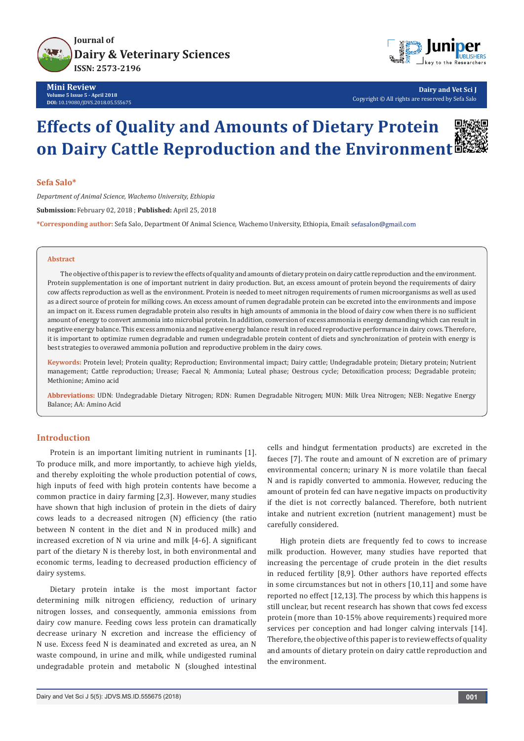Mini Review

# Effects of Quality and Amounts of Dietary Protein on Dairy Cattle Reproduction and the Environment

**Sefa Salo***

*Department of Animal Science, Wachemo University, Ethiopia*

**Submission:** February 02, 2018 ; **Published:** April 25, 2018

***Corresponding author:** Sefa Salo, Department Of Animal Science, Wachemo University, Ethiopia, Email: sefasalon@gmail.com

## Abstract

The objective of this paper is to review the effects of quality and amounts of dietary protein on dairy cattle reproduction and the environment. Protein supplementation is one of important nutrient in dairy production. But, an excess amount of protein beyond the requirements of dairy cow affects reproduction as well as the environment. Protein is needed to meet nitrogen requirements of rumen microorganisms as well as used as a direct source of protein for milking cows. An excess amount of rumen degradable protein can be excreted into the environments and impose an impact on it. Excess rumen degradable protein also results in high amounts of ammonia in the blood of dairy cow when there is no sufficient amount of energy to convert ammonia into microbial protein. In addition, conversion of excess ammonia is energy demanding which can result in negative energy balance. This excess ammonia and negative energy balance result in reduced reproductive performance in dairy cows. Therefore, it is important to optimize rumen degradable and rumen undegradable protein content of diets and synchronization of protein with energy is best strategies to overawed ammonia pollution and reproductive problem in the dairy cows.

**Keywords:** Protein level; Protein quality; Reproduction; Environmental impact; Dairy cattle; Undegradable protein; Dietary protein; Nutrient management; Cattle reproduction; Urease; Faecal N; Ammonia; Luteal phase; Oestrous cycle; Detoxification process; Degradable protein; Methionine; Amino acid

**Abbreviations:** UDN: Undegradable Dietary Nitrogen; RDN: Rumen Degradable Nitrogen; MUN: Milk Urea Nitrogen; NEB: Negative Energy Balance; AA: Amino Acid

## Introduction

Protein is an important limiting nutrient in ruminants [1]. To produce milk, and more importantly, to achieve high yields, and thereby exploiting the whole production potential of cows, high inputs of feed with high protein contents have become a common practice in dairy farming [2,3]. However, many studies have shown that high inclusion of protein in the diets of dairy cows leads to a decreased nitrogen (N) efficiency (the ratio between N content in the diet and N in produced milk) and increased excretion of N via urine and milk [4-6]. A significant part of the dietary N is thereby lost, in both environmental and economic terms, leading to decreased production efficiency of dairy systems.

Dietary protein intake is the most important factor determining milk nitrogen efficiency, reduction of urinary nitrogen losses, and consequently, ammonia emissions from dairy cow manure. Feeding cows less protein can dramatically decrease urinary N excretion and increase the efficiency of N use. Excess feed N is deaminated and excreted as urea, an N waste compound, in urine and milk, while undigested ruminal undegradable protein and metabolic N (sloughed intestinal cells and hindgut fermentation products) are excreted in the faeces [7]. The route and amount of N excretion are of primary environmental concern; urinary N is more volatile than faecal N and is rapidly converted to ammonia. However, reducing the amount of protein fed can have negative impacts on productivity if the diet is not correctly balanced. Therefore, both nutrient intake and nutrient excretion (nutrient management) must be carefully considered.

High protein diets are frequently fed to cows to increase milk production. However, many studies have reported that increasing the percentage of crude protein in the diet results in reduced fertility [8,9]. Other authors have reported effects in some circumstances but not in others [10,11] and some have reported no effect [12,13]. The process by which this happens is still unclear, but recent research has shown that cows fed excess protein (more than 10-15% above requirements) required more services per conception and had longer calving intervals [14]. Therefore, the objective of this paper is to review effects of quality and amounts of dietary protein on dairy cattle reproduction and the environment.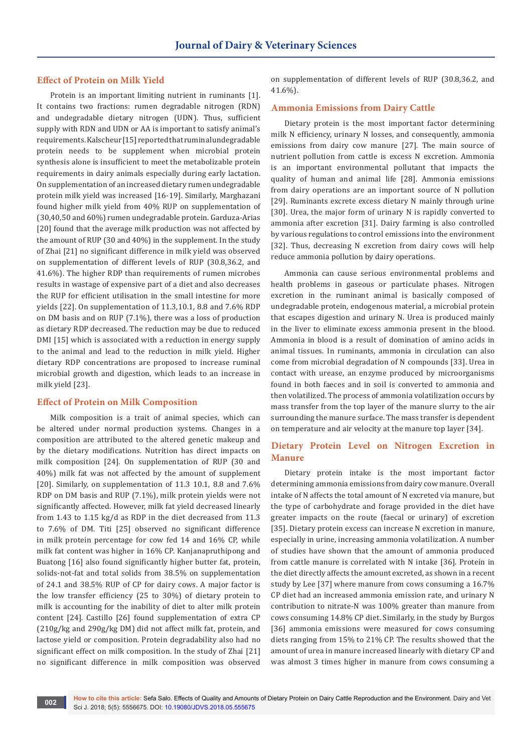## Effect of Protein on Milk Yield

Protein is an important limiting nutrient in ruminants [1]. It contains two fractions: rumen degradable nitrogen (RDN) and undegradable dietary nitrogen (UDN). Thus, sufficient supply with RDN and UDN or AA is important to satisfy animal's requirements. Kalscheur [15] reported that ruminal undegradable protein needs to be supplement when microbial protein synthesis alone is insufficient to meet the metabolizable protein requirements in dairy animals especially during early lactation. On supplementation of an increased dietary rumen undegradable protein milk yield was increased [16-19]. Similarly, Marghazani found higher milk yield from 40% RUP on supplementation of (30,40,50 and 60%) rumen undegradable protein. Garduza-Arias [20] found that the average milk production was not affected by the amount of RUP (30 and 40%) in the supplement. In the study of Zhai [21] no significant difference in milk yield was observed on supplementation of different levels of RUP (30.8,36.2, and 41.6%). The higher RDP than requirements of rumen microbes results in wastage of expensive part of a diet and also decreases the RUP for efficient utilisation in the small intestine for more yields [22]. On supplementation of 11.3,10.1, 8.8 and 7.6% RDP on DM basis and on RUP (7.1%), there was a loss of production as dietary RDP decreased. The reduction may be due to reduced DMI [15] which is associated with a reduction in energy supply to the animal and lead to the reduction in milk yield. Higher dietary RDP concentrations are proposed to increase ruminal microbial growth and digestion, which leads to an increase in milk yield [23].

## Effect of Protein on Milk Composition

Milk composition is a trait of animal species, which can be altered under normal production systems. Changes in a composition are attributed to the altered genetic makeup and by the dietary modifications. Nutrition has direct impacts on milk composition [24]. On supplementation of RUP (30 and 40%) milk fat was not affected by the amount of supplement [20]. Similarly, on supplementation of 11.3 10.1, 8.8 and 7.6% RDP on DM basis and RUP (7.1%), milk protein yields were not significantly affected. However, milk fat yield decreased linearly from 1.43 to 1.15 kg/d as RDP in the diet decreased from 11.3 to 7.6% of DM. Titi [25] observed no significant difference in milk protein percentage for cow fed 14 and 16% CP, while milk fat content was higher in 16% CP. Kanjanapruthipong and Buatong [16] also found significantly higher butter fat, protein, solids-not-fat and total solids from 38.5% on supplementation of 24.1 and 38.5% RUP of CP for dairy cows. A major factor is the low transfer efficiency (25 to 30%) of dietary protein to milk is accounting for the inability of diet to alter milk protein content [24]. Castillo [26] found supplementation of extra CP (210g/kg and 290g/kg DM) did not affect milk fat, protein, and lactose yield or composition. Protein degradability also had no significant effect on milk composition. In the study of Zhai [21] no significant difference in milk composition was observed on supplementation of different levels of RUP (30.8,36.2, and 41.6%).

## Ammonia Emissions from Dairy Cattle

Dietary protein is the most important factor determining milk N efficiency, urinary N losses, and consequently, ammonia emissions from dairy cow manure [27]. The main source of nutrient pollution from cattle is excess N excretion. Ammonia is an important environmental pollutant that impacts the quality of human and animal life [28]. Ammonia emissions from dairy operations are an important source of N pollution [29]. Ruminants excrete excess dietary N mainly through urine [30]. Urea, the major form of urinary N is rapidly converted to ammonia after excretion [31]. Dairy farming is also controlled by various regulations to control emissions into the environment [32]. Thus, decreasing N excretion from dairy cows will help reduce ammonia pollution by dairy operations.

Ammonia can cause serious environmental problems and health problems in gaseous or particulate phases. Nitrogen excretion in the ruminant animal is basically composed of undegradable protein, endogenous material, a microbial protein that escapes digestion and urinary N. Urea is produced mainly in the liver to eliminate excess ammonia present in the blood. Ammonia in blood is a result of domination of amino acids in animal tissues. In ruminants, ammonia in circulation can also come from microbial degradation of N compounds [33]. Urea in contact with urease, an enzyme produced by microorganisms found in both faeces and in soil is converted to ammonia and then volatilized. The process of ammonia volatilization occurs by mass transfer from the top layer of the manure slurry to the air surrounding the manure surface. The mass transfer is dependent on temperature and air velocity at the manure top layer [34].

## Dietary Protein Level on Nitrogen Excretion in Manure

Dietary protein intake is the most important factor determining ammonia emissions from dairy cow manure. Overall intake of N affects the total amount of N excreted via manure, but the type of carbohydrate and forage provided in the diet have greater impacts on the route (faecal or urinary) of excretion [35]. Dietary protein excess can increase N excretion in manure, especially in urine, increasing ammonia volatilization. A number of studies have shown that the amount of ammonia produced from cattle manure is correlated with N intake [36]. Protein in the diet directly affects the amount excreted, as shown in a recent study by Lee [37] where manure from cows consuming a 16.7% CP diet had an increased ammonia emission rate, and urinary N contribution to nitrate-N was 100% greater than manure from cows consuming 14.8% CP diet. Similarly, in the study by Burgos [36] ammonia emissions were measured for cows consuming diets ranging from 15% to 21% CP. The results showed that the amount of urea in manure increased linearly with dietary CP and was almost 3 times higher in manure from cows consuming a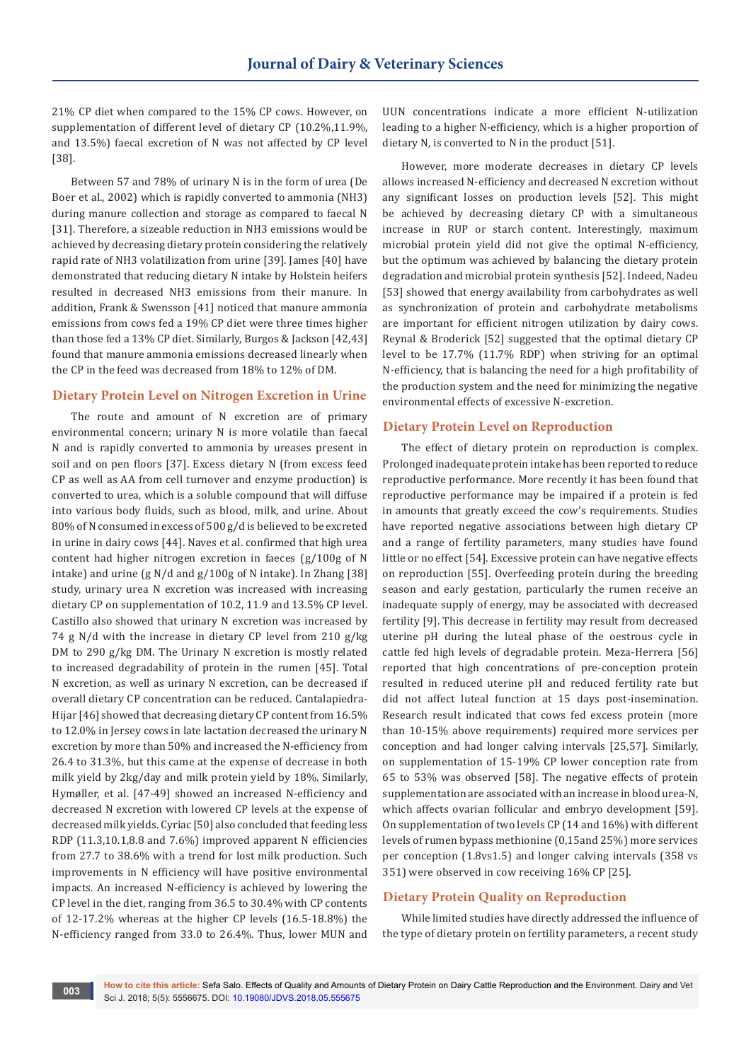21% CP diet when compared to the 15% CP cows. However, on supplementation of different level of dietary CP (10.2%,11.9%, and 13.5%) faecal excretion of N was not affected by CP level [38].

Between 57 and 78% of urinary N is in the form of urea (De Boer et al., 2002) which is rapidly converted to ammonia (NH3) during manure collection and storage as compared to faecal N [31]. Therefore, a sizeable reduction in NH3 emissions would be achieved by decreasing dietary protein considering the relatively rapid rate of NH3 volatilization from urine [39]. James [40] have demonstrated that reducing dietary N intake by Holstein heifers resulted in decreased NH3 emissions from their manure. In addition, Frank & Swensson [41] noticed that manure ammonia emissions from cows fed a 19% CP diet were three times higher than those fed a 13% CP diet. Similarly, Burgos & Jackson [42,43] found that manure ammonia emissions decreased linearly when the CP in the feed was decreased from 18% to 12% of DM.

## Dietary Protein Level on Nitrogen Excretion in Urine

The route and amount of N excretion are of primary environmental concern; urinary N is more volatile than faecal N and is rapidly converted to ammonia by ureases present in soil and on pen floors [37]. Excess dietary N (from excess feed CP as well as AA from cell turnover and enzyme production) is converted to urea, which is a soluble compound that will diffuse into various body fluids, such as blood, milk, and urine. About 80% of N consumed in excess of 500 g/d is believed to be excreted in urine in dairy cows [44]. Naves et al. confirmed that high urea content had higher nitrogen excretion in faeces (g/100g of N intake) and urine (g N/d and g/100g of N intake). In Zhang [38] study, urinary urea N excretion was increased with increasing dietary CP on supplementation of 10.2, 11.9 and 13.5% CP level. Castillo also showed that urinary N excretion was increased by 74 g N/d with the increase in dietary CP level from 210 g/kg DM to 290 g/kg DM. The Urinary N excretion is mostly related to increased degradability of protein in the rumen [45]. Total N excretion, as well as urinary N excretion, can be decreased if overall dietary CP concentration can be reduced. Cantalapiedra-Hijar [46] showed that decreasing dietary CP content from 16.5% to 12.0% in Jersey cows in late lactation decreased the urinary N excretion by more than 50% and increased the N-efficiency from 26.4 to 31.3%, but this came at the expense of decrease in both milk yield by 2kg/day and milk protein yield by 18%. Similarly, Hymøller, et al. [47-49] showed an increased N-efficiency and decreased N excretion with lowered CP levels at the expense of decreased milk yields. Cyriac [50] also concluded that feeding less RDP (11.3,10.1,8.8 and 7.6%) improved apparent N efficiencies from 27.7 to 38.6% with a trend for lost milk production. Such improvements in N efficiency will have positive environmental impacts. An increased N-efficiency is achieved by lowering the CP level in the diet, ranging from 36.5 to 30.4% with CP contents of 12-17.2% whereas at the higher CP levels (16.5-18.8%) the N-efficiency ranged from 33.0 to 26.4%. Thus, lower MUN and UUN concentrations indicate a more efficient N-utilization leading to a higher N-efficiency, which is a higher proportion of dietary N, is converted to N in the product [51].

However, more moderate decreases in dietary CP levels allows increased N-efficiency and decreased N excretion without any significant losses on production levels [52]. This might be achieved by decreasing dietary CP with a simultaneous increase in RUP or starch content. Interestingly, maximum microbial protein yield did not give the optimal N-efficiency, but the optimum was achieved by balancing the dietary protein degradation and microbial protein synthesis [52]. Indeed, Nadeu [53] showed that energy availability from carbohydrates as well as synchronization of protein and carbohydrate metabolisms are important for efficient nitrogen utilization by dairy cows. Reynal & Broderick [52] suggested that the optimal dietary CP level to be 17.7% (11.7% RDP) when striving for an optimal N-efficiency, that is balancing the need for a high profitability of the production system and the need for minimizing the negative environmental effects of excessive N-excretion.

## Dietary Protein Level on Reproduction

The effect of dietary protein on reproduction is complex. Prolonged inadequate protein intake has been reported to reduce reproductive performance. More recently it has been found that reproductive performance may be impaired if a protein is fed in amounts that greatly exceed the cow's requirements. Studies have reported negative associations between high dietary CP and a range of fertility parameters, many studies have found little or no effect [54]. Excessive protein can have negative effects on reproduction [55]. Overfeeding protein during the breeding season and early gestation, particularly the rumen receive an inadequate supply of energy, may be associated with decreased fertility [9]. This decrease in fertility may result from decreased uterine pH during the luteal phase of the oestrous cycle in cattle fed high levels of degradable protein. Meza-Herrera [56] reported that high concentrations of pre-conception protein resulted in reduced uterine pH and reduced fertility rate but did not affect luteal function at 15 days post-insemination. Research result indicated that cows fed excess protein (more than 10-15% above requirements) required more services per conception and had longer calving intervals [25,57]. Similarly, on supplementation of 15-19% CP lower conception rate from 65 to 53% was observed [58]. The negative effects of protein supplementation are associated with an increase in blood urea-N, which affects ovarian follicular and embryo development [59]. On supplementation of two levels CP (14 and 16%) with different levels of rumen bypass methionine (0,15and 25%) more services per conception (1.8vs1.5) and longer calving intervals (358 vs 351) were observed in cow receiving 16% CP [25].

## Dietary Protein Quality on Reproduction

While limited studies have directly addressed the influence of the type of dietary protein on fertility parameters, a recent study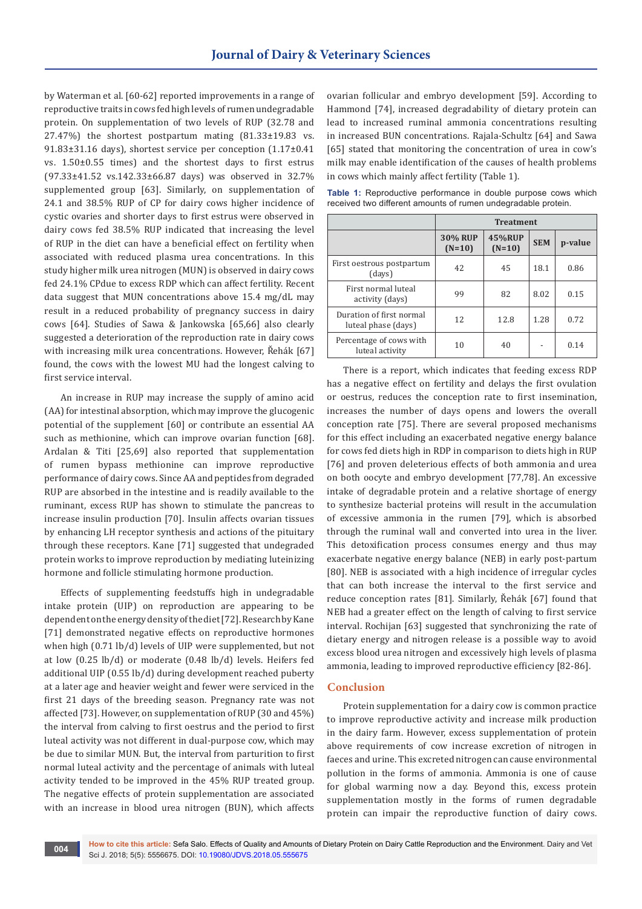by Waterman et al. [60-62] reported improvements in a range of reproductive traits in cows fed high levels of rumen undegradable protein. On supplementation of two levels of RUP (32.78 and 27.47%) the shortest postpartum mating (81.33±19.83 vs. 91.83±31.16 days), shortest service per conception (1.17±0.41 vs. 1.50±0.55 times) and the shortest days to first estrus (97.33±41.52 vs.142.33±66.87 days) was observed in 32.7% supplemented group [63]. Similarly, on supplementation of 24.1 and 38.5% RUP of CP for dairy cows higher incidence of cystic ovaries and shorter days to first estrus were observed in dairy cows fed 38.5% RUP indicated that increasing the level of RUP in the diet can have a beneficial effect on fertility when associated with reduced plasma urea concentrations. In this study higher milk urea nitrogen (MUN) is observed in dairy cows fed 24.1% CPdue to excess RDP which can affect fertility. Recent data suggest that MUN concentrations above 15.4 mg/dL may result in a reduced probability of pregnancy success in dairy cows [64]. Studies of Sawa & Jankowska [65,66] also clearly suggested a deterioration of the reproduction rate in dairy cows with increasing milk urea concentrations. However, Řehák [67] found, the cows with the lowest MU had the longest calving to first service interval.

An increase in RUP may increase the supply of amino acid (AA) for intestinal absorption, which may improve the glucogenic potential of the supplement [60] or contribute an essential AA such as methionine, which can improve ovarian function [68]. Ardalan & Titi [25,69] also reported that supplementation of rumen bypass methionine can improve reproductive performance of dairy cows. Since AA and peptides from degraded RUP are absorbed in the intestine and is readily available to the ruminant, excess RUP has shown to stimulate the pancreas to increase insulin production [70]. Insulin affects ovarian tissues by enhancing LH receptor synthesis and actions of the pituitary through these receptors. Kane [71] suggested that undegraded protein works to improve reproduction by mediating luteinizing hormone and follicle stimulating hormone production.

Effects of supplementing feedstuffs high in undegradable intake protein (UIP) on reproduction are appearing to be dependent on the energy density of the diet [72]. Research by Kane [71] demonstrated negative effects on reproductive hormones when high (0.71 lb/d) levels of UIP were supplemented, but not at low (0.25 lb/d) or moderate (0.48 lb/d) levels. Heifers fed additional UIP (0.55 lb/d) during development reached puberty at a later age and heavier weight and fewer were serviced in the first 21 days of the breeding season. Pregnancy rate was not affected [73]. However, on supplementation of RUP (30 and 45%) the interval from calving to first oestrus and the period to first luteal activity was not different in dual-purpose cow, which may be due to similar MUN. But, the interval from parturition to first normal luteal activity and the percentage of animals with luteal activity tended to be improved in the 45% RUP treated group. The negative effects of protein supplementation are associated with an increase in blood urea nitrogen (BUN), which affects ovarian follicular and embryo development [59]. According to Hammond [74], increased degradability of dietary protein can lead to increased ruminal ammonia concentrations resulting in increased BUN concentrations. Rajala-Schultz [64] and Sawa [65] stated that monitoring the concentration of urea in cow's milk may enable identification of the causes of health problems in cows which mainly affect fertility (Table 1).

**Table 1:** Reproductive performance in double purpose cows which received two different amounts of rumen undegradable protein.

| | Treatment | | | |
|---|---|---|---|---|
| | 30% RUP (N=10) | 45%RUP (N=10) | SEM | p-value |
| First oestrous postpartum (days) | 42 | 45 | 18.1 | 0.86 |
| First normal luteal activity (days) | 99 | 82 | 8.02 | 0.15 |
| Duration of first normal luteal phase (days) | 12 | 12.8 | 1.28 | 0.72 |
| Percentage of cows with luteal activity | 10 | 40 | - | 0.14 |

There is a report, which indicates that feeding excess RDP has a negative effect on fertility and delays the first ovulation or oestrus, reduces the conception rate to first insemination, increases the number of days opens and lowers the overall conception rate [75]. There are several proposed mechanisms for this effect including an exacerbated negative energy balance for cows fed diets high in RDP in comparison to diets high in RUP [76] and proven deleterious effects of both ammonia and urea on both oocyte and embryo development [77,78]. An excessive intake of degradable protein and a relative shortage of energy to synthesize bacterial proteins will result in the accumulation of excessive ammonia in the rumen [79], which is absorbed through the ruminal wall and converted into urea in the liver. This detoxification process consumes energy and thus may exacerbate negative energy balance (NEB) in early post-partum [80]. NEB is associated with a high incidence of irregular cycles that can both increase the interval to the first service and reduce conception rates [81]. Similarly, Řehák [67] found that NEB had a greater effect on the length of calving to first service interval. Rochijan [63] suggested that synchronizing the rate of dietary energy and nitrogen release is a possible way to avoid excess blood urea nitrogen and excessively high levels of plasma ammonia, leading to improved reproductive efficiency [82-86].

## Conclusion

Protein supplementation for a dairy cow is common practice to improve reproductive activity and increase milk production in the dairy farm. However, excess supplementation of protein above requirements of cow increase excretion of nitrogen in faeces and urine. This excreted nitrogen can cause environmental pollution in the forms of ammonia. Ammonia is one of cause for global warming now a day. Beyond this, excess protein supplementation mostly in the forms of rumen degradable protein can impair the reproductive function of dairy cows.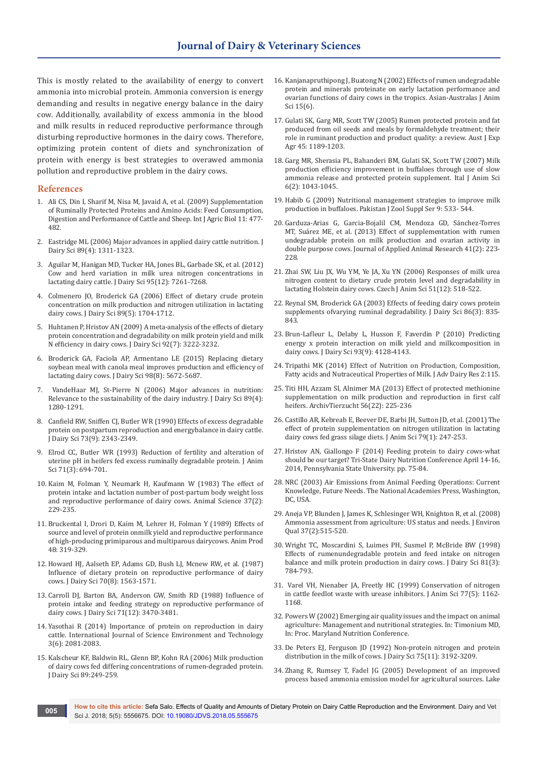This is mostly related to the availability of energy to convert ammonia into microbial protein. Ammonia conversion is energy demanding and results in negative energy balance in the dairy cow. Additionally, availability of excess ammonia in the blood and milk results in reduced reproductive performance through disturbing reproductive hormones in the dairy cows. Therefore, optimizing protein content of diets and synchronization of protein with energy is best strategies to overawed ammonia pollution and reproductive problem in the dairy cows.

## References

1. Ali CS, Din I, Sharif M, Nisa M, Javaid A, et al. (2009) Supplementation of Ruminally Protected Proteins and Amino Acids: Feed Consumption, Digestion and Performance of Cattle and Sheep. Int J Agric Biol 11: 477-482.
2. Eastridge ML (2006) Major advances in applied dairy cattle nutrition. J Dairy Sci 89(4): 1311-1323.
3. Aguilar M, Hanigan MD, Tucker HA, Jones BL, Garbade SK, et al. (2012) Cow and herd variation in milk urea nitrogen concentrations in lactating dairy cattle. J Dairy Sci 95(12): 7261-7268.
4. Colmenero JO, Broderick GA (2006) Effect of dietary crude protein concentration on milk production and nitrogen utilization in lactating dairy cows. J Dairy Sci 89(5): 1704-1712.
5. Huhtanen P, Hristov AN (2009) A meta-analysis of the effects of dietary protein concentration and degradability on milk protein yield and milk N efficiency in dairy cows. J Dairy Sci 92(7): 3222-3232.
6. Broderick GA, Faciola AP, Armentano LE (2015) Replacing dietary soybean meal with canola meal improves production and efficiency of lactating dairy cows. J Dairy Sci 98(8): 5672-5687.
7. VandeHaar MJ, St-Pierre N (2006) Major advances in nutrition: Relevance to the sustainability of the dairy industry. J Dairy Sci 89(4): 1280-1291.
8. Canfield RW, Sniffen CJ, Butler WR (1990) Effects of excess degradable protein on postpartum reproduction and energybalance in dairy cattle. J Dairy Sci 73(9): 2343-2349.
9. Elrod CC, Butler WR (1993) Reduction of fertility and alteration of uterine pH in heifers fed excess ruminally degradable protein. J Anim Sci 71(3): 694-701.
10. Kaim M, Folman Y, Neumark H, Kaufmann W (1983) The effect of protein intake and lactation number of post-partum body weight loss and reproductive performance of dairy cows. Animal Science 37(2): 229-235.
11. Bruckental I, Drori D, Kaim M, Lehrer H, Folman Y (1989) Effects of source and level of protein onmilk yield and reproductive performance of high-producing primiparous and multiparous dairycows. Anim Prod 48: 319-329.
12. Howard HJ, Aalseth EP, Adams GD, Bush LJ, Mcnew RW, et al. (1987) Influence of dietary protein on reproductive performance of dairy cows. J Dairy Sci 70(8): 1563-1571.
13. Carroll DJ, Barton BA, Anderson GW, Smith RD (1988) Influence of protein intake and feeding strategy on reproductive performance of dairy cows. J Dairy Sci 71(12): 3470-3481.
14. Yasothai R (2014) Importance of protein on reproduction in dairy cattle. International Journal of Science Environment and Technology 3(6): 2081-2083.
15. Kalscheur KF, Baldwin RL, Glenn BP, Kohn RA (2006) Milk production of dairy cows fed differing concentrations of rumen-degraded protein. J Dairy Sci 89:249-259.
16. Kanjanapruthipong J, Buatong N (2002) Effects of rumen undegradable protein and minerals proteinate on early lactation performance and ovarian functions of dairy cows in the tropics. Asian-Australas J Anim Sci 15(6).
17. Gulati SK, Garg MR, Scott TW (2005) Rumen protected protein and fat produced from oil seeds and meals by formaldehyde treatment; their role in ruminant production and product quality: a review. Aust J Exp Agr 45: 1189-1203.
18. Garg MR, Sherasia PL, Bahanderi BM, Gulati SK, Scott TW (2007) Milk production efficiency improvement in buffaloes through use of slow ammonia release and protected protein supplement. Ital J Anim Sci 6(2): 1043-1045.
19. Habib G (2009) Nutritional management strategies to improve milk production in buffaloes. Pakistan J Zool Suppl Ser 9: 533- 544.
20. Garduza-Arias G, Garcia-Bojalil CM, Mendoza GD, Sánchez-Torres MT, Suárez ME, et al. (2013) Effect of supplementation with rumen undegradable protein on milk production and ovarian activity in double purpose cows. Journal of Applied Animal Research 41(2): 223-228.
21. Zhai SW, Liu JX, Wu YM, Ye JA, Xu YN (2006) Responses of milk urea nitrogen content to dietary crude protein level and degradability in lactating Holstein dairy cows. Czech J Anim Sci 51(12): 518-522.
22. Reynal SM, Broderick GA (2003) Effects of feeding dairy cows protein supplements ofvarying ruminal degradability. J Dairy Sci 86(3): 835-843.
23. Brun-Lafleur L, Delaby L, Husson F, Faverdin P (2010) Predicting energy x protein interaction on milk yield and milkcomposition in dairy cows. J Dairy Sci 93(9): 4128-4143.
24. Tripathi MK (2014) Effect of Nutrition on Production, Composition, Fatty acids and Nutraceutical Properties of Milk. J Adv Dairy Res 2:115.
25. Titi HH, Azzam SI, Alnimer MA (2013) Effect of protected methionine supplementation on milk production and reproduction in first calf heifers. ArchivTierzucht 56(22): 225-236
26. Castillo AR, Kebreab E, Beever DE, Barbi JH, Sutton JD, et al. (2001) The effect of protein supplementation on nitrogen utilization in lactating dairy cows fed grass silage diets. J Anim Sci 79(1): 247-253.
27. Hristov AN, Giallongo F (2014) Feeding protein to dairy cows-what should be our target? Tri-State Dairy Nutrition Conference April 14-16, 2014, Pennsylvania State University. pp. 75-84.
28. NRC (2003) Air Emissions from Animal Feeding Operations: Current Knowledge, Future Needs. The National Academies Press, Washington, DC, USA.
29. Aneja VP, Blunden J, James K, Schlesinger WH, Knighton R, et al. (2008) Ammonia assessment from agriculture: US status and needs. J Environ Qual 37(2):515-520.
30. Wright TC, Moscardini S, Luimes PH, Susmel P, McBride BW (1998) Effects of rumenundegradable protein and feed intake on nitrogen balance and milk protein production in dairy cows. J Dairy Sci 81(3): 784-793.
31. Varel VH, Nienaber JA, Freetly HC (1999) Conservation of nitrogen in cattle feedlot waste with urease inhibitors. J Anim Sci 77(5): 1162-1168.
32. Powers W (2002) Emerging air quality issues and the impact on animal agriculture: Management and nutritional strategies. In: Timonium MD, In: Proc. Maryland Nutrition Conference.
33. De Peters EJ, Ferguson JD (1992) Non-protein nitrogen and protein distribution in the milk of cows. J Dairy Sci 75(11): 3192-3209.
34. Zhang R, Rumsey T, Fadel JG (2005) Development of an improved process based ammonia emission model for agricultural sources. Lake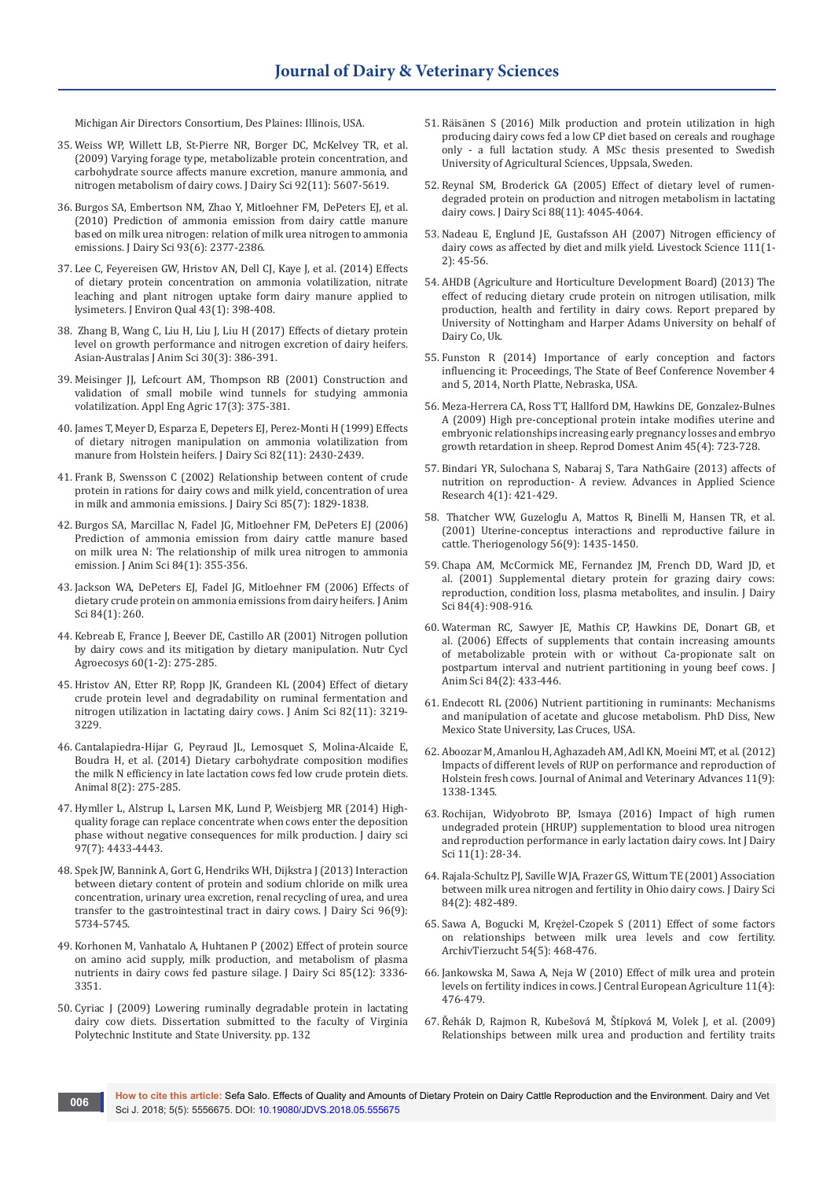Michigan Air Directors Consortium, Des Plaines: Illinois, USA.

35. Weiss WP, Willett LB, St-Pierre NR, Borger DC, McKelvey TR, et al. (2009) Varying forage type, metabolizable protein concentration, and carbohydrate source affects manure excretion, manure ammonia, and nitrogen metabolism of dairy cows. J Dairy Sci 92(11): 5607-5619.

36. Burgos SA, Embertson NM, Zhao Y, Mitloehner FM, DePeters EJ, et al. (2010) Prediction of ammonia emission from dairy cattle manure based on milk urea nitrogen: relation of milk urea nitrogen to ammonia emissions. J Dairy Sci 93(6): 2377-2386.

37. Lee C, Feyereisen GW, Hristov AN, Dell CJ, Kaye J, et al. (2014) Effects of dietary protein concentration on ammonia volatilization, nitrate leaching and plant nitrogen uptake form dairy manure applied to lysimeters. J Environ Qual 43(1): 398-408.

38. Zhang B, Wang C, Liu H, Liu J, Liu H (2017) Effects of dietary protein level on growth performance and nitrogen excretion of dairy heifers. Asian-Australas J Anim Sci 30(3): 386-391.

39. Meisinger JJ, Lefcourt AM, Thompson RB (2001) Construction and validation of small mobile wind tunnels for studying ammonia volatilization. Appl Eng Agric 17(3): 375-381.

40. James T, Meyer D, Esparza E, Depeters EJ, Perez-Monti H (1999) Effects of dietary nitrogen manipulation on ammonia volatilization from manure from Holstein heifers. J Dairy Sci 82(11): 2430-2439.

41. Frank B, Swensson C (2002) Relationship between content of crude protein in rations for dairy cows and milk yield, concentration of urea in milk and ammonia emissions. J Dairy Sci 85(7): 1829-1838.

42. Burgos SA, Marcillac N, Fadel JG, Mitloehner FM, DePeters EJ (2006) Prediction of ammonia emission from dairy cattle manure based on milk urea N: The relationship of milk urea nitrogen to ammonia emission. J Anim Sci 84(1): 355-356.

43. Jackson WA, DePeters EJ, Fadel JG, Mitloehner FM (2006) Effects of dietary crude protein on ammonia emissions from dairy heifers. J Anim Sci 84(1): 260.

44. Kebreab E, France J, Beever DE, Castillo AR (2001) Nitrogen pollution by dairy cows and its mitigation by dietary manipulation. Nutr Cycl Agroecosys 60(1-2): 275-285.

45. Hristov AN, Etter RP, Ropp JK, Grandeen KL (2004) Effect of dietary crude protein level and degradability on ruminal fermentation and nitrogen utilization in lactating dairy cows. J Anim Sci 82(11): 3219-3229.

46. Cantalapiedra-Hijar G, Peyraud JL, Lemosquet S, Molina-Alcaide E, Boudra H, et al. (2014) Dietary carbohydrate composition modifies the milk N efficiency in late lactation cows fed low crude protein diets. Animal 8(2): 275-285.

47. Hymller L, Alstrup L, Larsen MK, Lund P, Weisbjerg MR (2014) High-quality forage can replace concentrate when cows enter the deposition phase without negative consequences for milk production. J dairy sci 97(7): 4433-4443.

48. Spek JW, Bannink A, Gort G, Hendriks WH, Dijkstra J (2013) Interaction between dietary content of protein and sodium chloride on milk urea concentration, urinary urea excretion, renal recycling of urea, and urea transfer to the gastrointestinal tract in dairy cows. J Dairy Sci 96(9): 5734-5745.

49. Korhonen M, Vanhatalo A, Huhtanen P (2002) Effect of protein source on amino acid supply, milk production, and metabolism of plasma nutrients in dairy cows fed pasture silage. J Dairy Sci 85(12): 3336-3351.

50. Cyriac J (2009) Lowering ruminally degradable protein in lactating dairy cow diets. Dissertation submitted to the faculty of Virginia Polytechnic Institute and State University. pp. 132

51. Räisänen S (2016) Milk production and protein utilization in high producing dairy cows fed a low CP diet based on cereals and roughage only - a full lactation study. A MSc thesis presented to Swedish University of Agricultural Sciences, Uppsala, Sweden.

52. Reynal SM, Broderick GA (2005) Effect of dietary level of rumen-degraded protein on production and nitrogen metabolism in lactating dairy cows. J Dairy Sci 88(11): 4045-4064.

53. Nadeau E, Englund JE, Gustafsson AH (2007) Nitrogen efficiency of dairy cows as affected by diet and milk yield. Livestock Science 111(1-2): 45-56.

54. AHDB (Agriculture and Horticulture Development Board) (2013) The effect of reducing dietary crude protein on nitrogen utilisation, milk production, health and fertility in dairy cows. Report prepared by University of Nottingham and Harper Adams University on behalf of Dairy Co, Uk.

55. Funston R (2014) Importance of early conception and factors influencing it: Proceedings, The State of Beef Conference November 4 and 5, 2014, North Platte, Nebraska, USA.

56. Meza-Herrera CA, Ross TT, Hallford DM, Hawkins DE, Gonzalez-Bulnes A (2009) High pre-conceptional protein intake modifies uterine and embryonic relationships increasing early pregnancy losses and embryo growth retardation in sheep. Reprod Domest Anim 45(4): 723-728.

57. Bindari YR, Sulochana S, Nabaraj S, Tara NathGaire (2013) affects of nutrition on reproduction- A review. Advances in Applied Science Research 4(1): 421-429.

58. Thatcher WW, Guzeloglu A, Mattos R, Binelli M, Hansen TR, et al. (2001) Uterine-conceptus interactions and reproductive failure in cattle. Theriogenology 56(9): 1435-1450.

59. Chapa AM, McCormick ME, Fernandez JM, French DD, Ward JD, et al. (2001) Supplemental dietary protein for grazing dairy cows: reproduction, condition loss, plasma metabolites, and insulin. J Dairy Sci 84(4): 908-916.

60. Waterman RC, Sawyer JE, Mathis CP, Hawkins DE, Donart GB, et al. (2006) Effects of supplements that contain increasing amounts of metabolizable protein with or without Ca-propionate salt on postpartum interval and nutrient partitioning in young beef cows. J Anim Sci 84(2): 433-446.

61. Endecott RL (2006) Nutrient partitioning in ruminants: Mechanisms and manipulation of acetate and glucose metabolism. PhD Diss, New Mexico State University, Las Cruces, USA.

62. Aboozar M, Amanlou H, Aghazadeh AM, Adl KN, Moeini MT, et al. (2012) Impacts of different levels of RUP on performance and reproduction of Holstein fresh cows. Journal of Animal and Veterinary Advances 11(9): 1338-1345.

63. Rochijan, Widyobroto BP, Ismaya (2016) Impact of high rumen undegraded protein (HRUP) supplementation to blood urea nitrogen and reproduction performance in early lactation dairy cows. Int J Dairy Sci 11(1): 28-34.

64. Rajala-Schultz PJ, Saville WJA, Frazer GS, Wittum TE (2001) Association between milk urea nitrogen and fertility in Ohio dairy cows. J Dairy Sci 84(2): 482-489.

65. Sawa A, Bogucki M, Krężel-Czopek S (2011) Effect of some factors on relationships between milk urea levels and cow fertility. ArchivTierzucht 54(5): 468-476.

66. Jankowska M, Sawa A, Neja W (2010) Effect of milk urea and protein levels on fertility indices in cows. J Central European Agriculture 11(4): 476-479.

67. Řehák D, Rajmon R, Kubešová M, Štípková M, Volek J, et al. (2009) Relationships between milk urea and production and fertility traits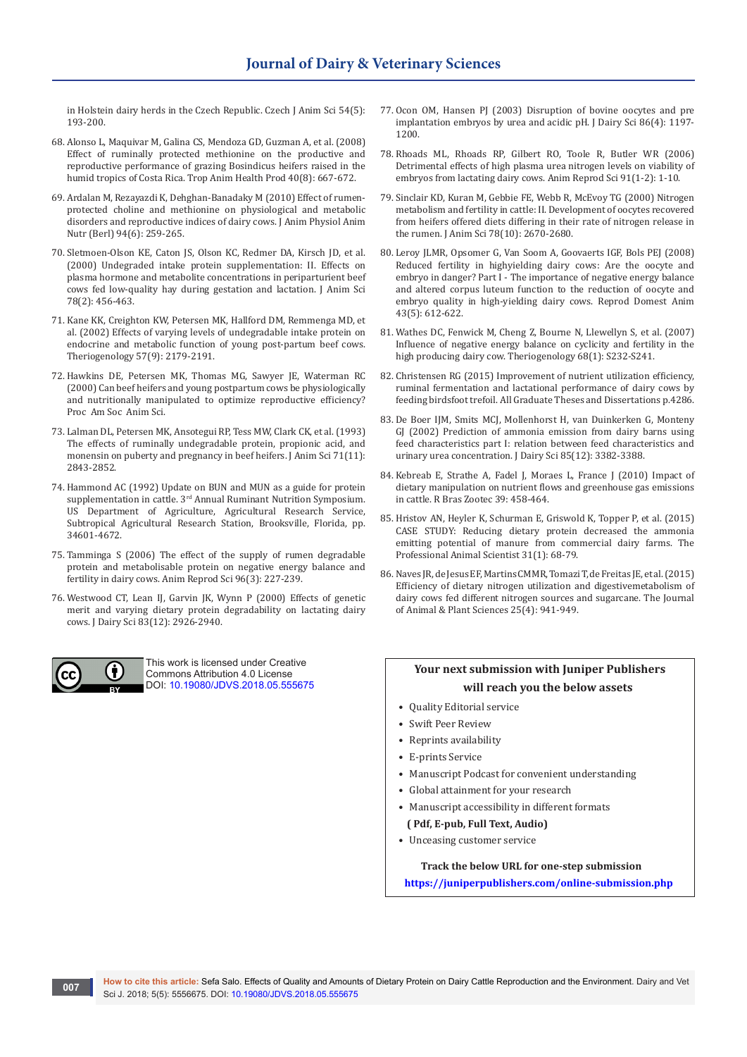in Holstein dairy herds in the Czech Republic. Czech J Anim Sci 54(5): 193-200.

68. Alonso L, Maquivar M, Galina CS, Mendoza GD, Guzman A, et al. (2008) Effect of ruminally protected methionine on the productive and reproductive performance of grazing Bosindicus heifers raised in the humid tropics of Costa Rica. Trop Anim Health Prod 40(8): 667-672.

69. Ardalan M, Rezayazdi K, Dehghan-Banadaky M (2010) Effect of rumen-protected choline and methionine on physiological and metabolic disorders and reproductive indices of dairy cows. J Anim Physiol Anim Nutr (Berl) 94(6): 259-265.

70. Sletmoen-Olson KE, Caton JS, Olson KC, Redmer DA, Kirsch JD, et al. (2000) Undegraded intake protein supplementation: II. Effects on plasma hormone and metabolite concentrations in periparturient beef cows fed low-quality hay during gestation and lactation. J Anim Sci 78(2): 456-463.

71. Kane KK, Creighton KW, Petersen MK, Hallford DM, Remmenga MD, et al. (2002) Effects of varying levels of undegradable intake protein on endocrine and metabolic function of young post-partum beef cows. Theriogenology 57(9): 2179-2191.

72. Hawkins DE, Petersen MK, Thomas MG, Sawyer JE, Waterman RC (2000) Can beef heifers and young postpartum cows be physiologically and nutritionally manipulated to optimize reproductive efficiency? Proc Am Soc Anim Sci.

73. Lalman DL, Petersen MK, Ansotegui RP, Tess MW, Clark CK, et al. (1993) The effects of ruminally undegradable protein, propionic acid, and monensin on puberty and pregnancy in beef heifers. J Anim Sci 71(11): 2843-2852.

74. Hammond AC (1992) Update on BUN and MUN as a guide for protein supplementation in cattle. 3rd Annual Ruminant Nutrition Symposium. US Department of Agriculture, Agricultural Research Service, Subtropical Agricultural Research Station, Brooksville, Florida, pp. 34601-4672.

75. Tamminga S (2006) The effect of the supply of rumen degradable protein and metabolisable protein on negative energy balance and fertility in dairy cows. Anim Reprod Sci 96(3): 227-239.

76. Westwood CT, Lean IJ, Garvin JK, Wynn P (2000) Effects of genetic merit and varying dietary protein degradability on lactating dairy cows. J Dairy Sci 83(12): 2926-2940.

77. Ocon OM, Hansen PJ (2003) Disruption of bovine oocytes and pre implantation embryos by urea and acidic pH. J Dairy Sci 86(4): 1197-1200.

78. Rhoads ML, Rhoads RP, Gilbert RO, Toole R, Butler WR (2006) Detrimental effects of high plasma urea nitrogen levels on viability of embryos from lactating dairy cows. Anim Reprod Sci 91(1-2): 1-10.

79. Sinclair KD, Kuran M, Gebbie FE, Webb R, McEvoy TG (2000) Nitrogen metabolism and fertility in cattle: II. Development of oocytes recovered from heifers offered diets differing in their rate of nitrogen release in the rumen. J Anim Sci 78(10): 2670-2680.

80. Leroy JLMR, Opsomer G, Van Soom A, Goovaerts IGF, Bols PEJ (2008) Reduced fertility in highyielding dairy cows: Are the oocyte and embryo in danger? Part I - The importance of negative energy balance and altered corpus luteum function to the reduction of oocyte and embryo quality in high-yielding dairy cows. Reprod Domest Anim 43(5): 612-622.

81. Wathes DC, Fenwick M, Cheng Z, Bourne N, Llewellyn S, et al. (2007) Influence of negative energy balance on cyclicity and fertility in the high producing dairy cow. Theriogenology 68(1): S232-S241.

82. Christensen RG (2015) Improvement of nutrient utilization efficiency, ruminal fermentation and lactational performance of dairy cows by feeding birdsfoot trefoil. All Graduate Theses and Dissertations p.4286.

83. De Boer IJM, Smits MCJ, Mollenhorst H, van Duinkerken G, Monteny GJ (2002) Prediction of ammonia emission from dairy barns using feed characteristics part I: relation between feed characteristics and urinary urea concentration. J Dairy Sci 85(12): 3382-3388.

84. Kebreab E, Strathe A, Fadel J, Moraes L, France J (2010) Impact of dietary manipulation on nutrient flows and greenhouse gas emissions in cattle. R Bras Zootec 39: 458-464.

85. Hristov AN, Heyler K, Schurman E, Griswold K, Topper P, et al. (2015) CASE STUDY: Reducing dietary protein decreased the ammonia emitting potential of manure from commercial dairy farms. The Professional Animal Scientist 31(1): 68-79.

86. Naves JR, de Jesus EF, Martins CMMR, Tomazi T, de Freitas JE, et al. (2015) Efficiency of dietary nitrogen utilization and digestivemetabolism of dairy cows fed different nitrogen sources and sugarcane. The Journal of Animal & Plant Sciences 25(4): 941-949.

This work is licensed under Creative Commons Attribution 4.0 License
DOI: 10.19080/JDVS.2018.05.555675

**Your next submission with Juniper Publishers will reach you the below assets**

- Quality Editorial service
- Swift Peer Review
- Reprints availability
- E-prints Service
- Manuscript Podcast for convenient understanding
- Global attainment for your research
- Manuscript accessibility in different formats
  **( Pdf, E-pub, Full Text, Audio)**
- Unceasing customer service

**Track the below URL for one-step submission**
**https://juniperpublishers.com/online-submission.php**